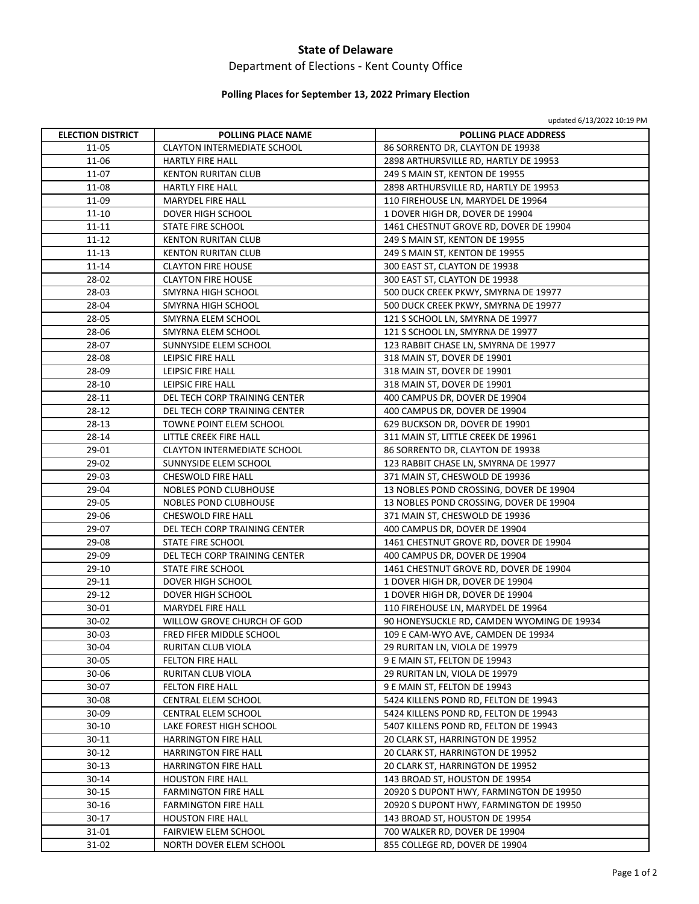# State of Delaware

## Department of Elections - Kent County Office

### Polling Places for September 13, 2022 Primary Election

updated 6/13/2022 10:19 PM

| ELECTION DISTRICT | POLLING PLACE NAME | POLLING PLACE ADDRESS |
|---|---|---|
| 11-05 | CLAYTON INTERMEDIATE SCHOOL | 86 SORRENTO DR, CLAYTON DE 19938 |
| 11-06 | HARTLY FIRE HALL | 2898 ARTHURSVILLE RD, HARTLY DE 19953 |
| 11-07 | KENTON RURITAN CLUB | 249 S MAIN ST, KENTON DE 19955 |
| 11-08 | HARTLY FIRE HALL | 2898 ARTHURSVILLE RD, HARTLY DE 19953 |
| 11-09 | MARYDEL FIRE HALL | 110 FIREHOUSE LN, MARYDEL DE 19964 |
| 11-10 | DOVER HIGH SCHOOL | 1 DOVER HIGH DR, DOVER DE 19904 |
| 11-11 | STATE FIRE SCHOOL | 1461 CHESTNUT GROVE RD, DOVER DE 19904 |
| 11-12 | KENTON RURITAN CLUB | 249 S MAIN ST, KENTON DE 19955 |
| 11-13 | KENTON RURITAN CLUB | 249 S MAIN ST, KENTON DE 19955 |
| 11-14 | CLAYTON FIRE HOUSE | 300 EAST ST, CLAYTON DE 19938 |
| 28-02 | CLAYTON FIRE HOUSE | 300 EAST ST, CLAYTON DE 19938 |
| 28-03 | SMYRNA HIGH SCHOOL | 500 DUCK CREEK PKWY, SMYRNA DE 19977 |
| 28-04 | SMYRNA HIGH SCHOOL | 500 DUCK CREEK PKWY, SMYRNA DE 19977 |
| 28-05 | SMYRNA ELEM SCHOOL | 121 S SCHOOL LN, SMYRNA DE 19977 |
| 28-06 | SMYRNA ELEM SCHOOL | 121 S SCHOOL LN, SMYRNA DE 19977 |
| 28-07 | SUNNYSIDE ELEM SCHOOL | 123 RABBIT CHASE LN, SMYRNA DE 19977 |
| 28-08 | LEIPSIC FIRE HALL | 318 MAIN ST, DOVER DE 19901 |
| 28-09 | LEIPSIC FIRE HALL | 318 MAIN ST, DOVER DE 19901 |
| 28-10 | LEIPSIC FIRE HALL | 318 MAIN ST, DOVER DE 19901 |
| 28-11 | DEL TECH CORP TRAINING CENTER | 400 CAMPUS DR, DOVER DE 19904 |
| 28-12 | DEL TECH CORP TRAINING CENTER | 400 CAMPUS DR, DOVER DE 19904 |
| 28-13 | TOWNE POINT ELEM SCHOOL | 629 BUCKSON DR, DOVER DE 19901 |
| 28-14 | LITTLE CREEK FIRE HALL | 311 MAIN ST, LITTLE CREEK DE 19961 |
| 29-01 | CLAYTON INTERMEDIATE SCHOOL | 86 SORRENTO DR, CLAYTON DE 19938 |
| 29-02 | SUNNYSIDE ELEM SCHOOL | 123 RABBIT CHASE LN, SMYRNA DE 19977 |
| 29-03 | CHESWOLD FIRE HALL | 371 MAIN ST, CHESWOLD DE 19936 |
| 29-04 | NOBLES POND CLUBHOUSE | 13 NOBLES POND CROSSING, DOVER DE 19904 |
| 29-05 | NOBLES POND CLUBHOUSE | 13 NOBLES POND CROSSING, DOVER DE 19904 |
| 29-06 | CHESWOLD FIRE HALL | 371 MAIN ST, CHESWOLD DE 19936 |
| 29-07 | DEL TECH CORP TRAINING CENTER | 400 CAMPUS DR, DOVER DE 19904 |
| 29-08 | STATE FIRE SCHOOL | 1461 CHESTNUT GROVE RD, DOVER DE 19904 |
| 29-09 | DEL TECH CORP TRAINING CENTER | 400 CAMPUS DR, DOVER DE 19904 |
| 29-10 | STATE FIRE SCHOOL | 1461 CHESTNUT GROVE RD, DOVER DE 19904 |
| 29-11 | DOVER HIGH SCHOOL | 1 DOVER HIGH DR, DOVER DE 19904 |
| 29-12 | DOVER HIGH SCHOOL | 1 DOVER HIGH DR, DOVER DE 19904 |
| 30-01 | MARYDEL FIRE HALL | 110 FIREHOUSE LN, MARYDEL DE 19964 |
| 30-02 | WILLOW GROVE CHURCH OF GOD | 90 HONEYSUCKLE RD, CAMDEN WYOMING DE 19934 |
| 30-03 | FRED FIFER MIDDLE SCHOOL | 109 E CAM-WYO AVE, CAMDEN DE 19934 |
| 30-04 | RURITAN CLUB VIOLA | 29 RURITAN LN, VIOLA DE 19979 |
| 30-05 | FELTON FIRE HALL | 9 E MAIN ST, FELTON DE 19943 |
| 30-06 | RURITAN CLUB VIOLA | 29 RURITAN LN, VIOLA DE 19979 |
| 30-07 | FELTON FIRE HALL | 9 E MAIN ST, FELTON DE 19943 |
| 30-08 | CENTRAL ELEM SCHOOL | 5424 KILLENS POND RD, FELTON DE 19943 |
| 30-09 | CENTRAL ELEM SCHOOL | 5424 KILLENS POND RD, FELTON DE 19943 |
| 30-10 | LAKE FOREST HIGH SCHOOL | 5407 KILLENS POND RD, FELTON DE 19943 |
| 30-11 | HARRINGTON FIRE HALL | 20 CLARK ST, HARRINGTON DE 19952 |
| 30-12 | HARRINGTON FIRE HALL | 20 CLARK ST, HARRINGTON DE 19952 |
| 30-13 | HARRINGTON FIRE HALL | 20 CLARK ST, HARRINGTON DE 19952 |
| 30-14 | HOUSTON FIRE HALL | 143 BROAD ST, HOUSTON DE 19954 |
| 30-15 | FARMINGTON FIRE HALL | 20920 S DUPONT HWY, FARMINGTON DE 19950 |
| 30-16 | FARMINGTON FIRE HALL | 20920 S DUPONT HWY, FARMINGTON DE 19950 |
| 30-17 | HOUSTON FIRE HALL | 143 BROAD ST, HOUSTON DE 19954 |
| 31-01 | FAIRVIEW ELEM SCHOOL | 700 WALKER RD, DOVER DE 19904 |
| 31-02 | NORTH DOVER ELEM SCHOOL | 855 COLLEGE RD, DOVER DE 19904 |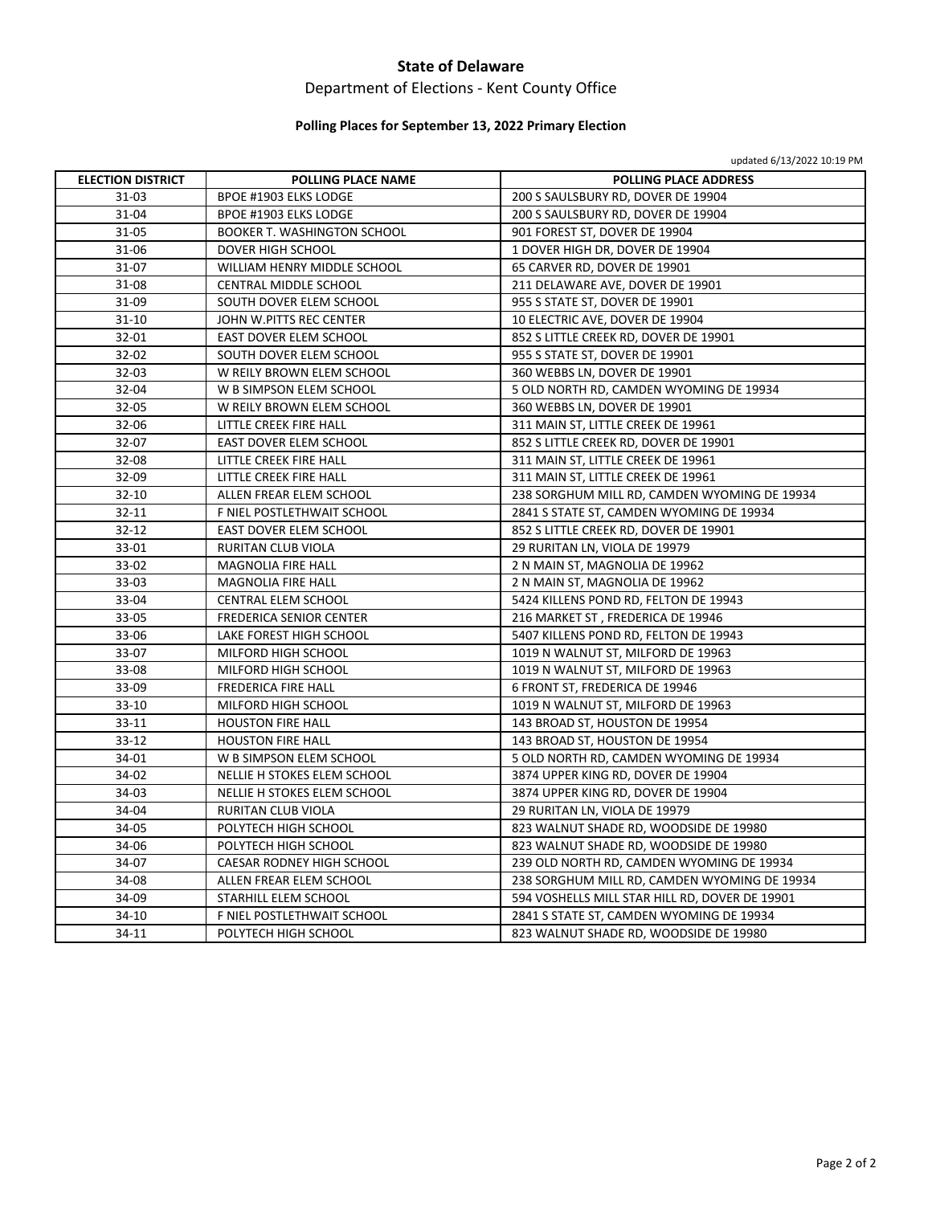# State of Delaware

Department of Elections - Kent County Office

### Polling Places for September 13, 2022 Primary Election

updated 6/13/2022 10:19 PM

| ELECTION DISTRICT | POLLING PLACE NAME | POLLING PLACE ADDRESS |
|---|---|---|
| 31-03 | BPOE #1903 ELKS LODGE | 200 S SAULSBURY RD, DOVER DE 19904 |
| 31-04 | BPOE #1903 ELKS LODGE | 200 S SAULSBURY RD, DOVER DE 19904 |
| 31-05 | BOOKER T. WASHINGTON SCHOOL | 901 FOREST ST, DOVER DE 19904 |
| 31-06 | DOVER HIGH SCHOOL | 1 DOVER HIGH DR, DOVER DE 19904 |
| 31-07 | WILLIAM HENRY MIDDLE SCHOOL | 65 CARVER RD, DOVER DE 19901 |
| 31-08 | CENTRAL MIDDLE SCHOOL | 211 DELAWARE AVE, DOVER DE 19901 |
| 31-09 | SOUTH DOVER ELEM SCHOOL | 955 S STATE ST, DOVER DE 19901 |
| 31-10 | JOHN W.PITTS REC CENTER | 10 ELECTRIC AVE, DOVER DE 19904 |
| 32-01 | EAST DOVER ELEM SCHOOL | 852 S LITTLE CREEK RD, DOVER DE 19901 |
| 32-02 | SOUTH DOVER ELEM SCHOOL | 955 S STATE ST, DOVER DE 19901 |
| 32-03 | W REILY BROWN ELEM SCHOOL | 360 WEBBS LN, DOVER DE 19901 |
| 32-04 | W B SIMPSON ELEM SCHOOL | 5 OLD NORTH RD, CAMDEN WYOMING DE 19934 |
| 32-05 | W REILY BROWN ELEM SCHOOL | 360 WEBBS LN, DOVER DE 19901 |
| 32-06 | LITTLE CREEK FIRE HALL | 311 MAIN ST, LITTLE CREEK DE 19961 |
| 32-07 | EAST DOVER ELEM SCHOOL | 852 S LITTLE CREEK RD, DOVER DE 19901 |
| 32-08 | LITTLE CREEK FIRE HALL | 311 MAIN ST, LITTLE CREEK DE 19961 |
| 32-09 | LITTLE CREEK FIRE HALL | 311 MAIN ST, LITTLE CREEK DE 19961 |
| 32-10 | ALLEN FREAR ELEM SCHOOL | 238 SORGHUM MILL RD, CAMDEN WYOMING DE 19934 |
| 32-11 | F NIEL POSTLETHWAIT SCHOOL | 2841 S STATE ST, CAMDEN WYOMING DE 19934 |
| 32-12 | EAST DOVER ELEM SCHOOL | 852 S LITTLE CREEK RD, DOVER DE 19901 |
| 33-01 | RURITAN CLUB VIOLA | 29 RURITAN LN, VIOLA DE 19979 |
| 33-02 | MAGNOLIA FIRE HALL | 2 N MAIN ST, MAGNOLIA DE 19962 |
| 33-03 | MAGNOLIA FIRE HALL | 2 N MAIN ST, MAGNOLIA DE 19962 |
| 33-04 | CENTRAL ELEM SCHOOL | 5424 KILLENS POND RD, FELTON DE 19943 |
| 33-05 | FREDERICA SENIOR CENTER | 216 MARKET ST , FREDERICA DE 19946 |
| 33-06 | LAKE FOREST HIGH SCHOOL | 5407 KILLENS POND RD, FELTON DE 19943 |
| 33-07 | MILFORD HIGH SCHOOL | 1019 N WALNUT ST, MILFORD DE 19963 |
| 33-08 | MILFORD HIGH SCHOOL | 1019 N WALNUT ST, MILFORD DE 19963 |
| 33-09 | FREDERICA FIRE HALL | 6 FRONT ST, FREDERICA DE 19946 |
| 33-10 | MILFORD HIGH SCHOOL | 1019 N WALNUT ST, MILFORD DE 19963 |
| 33-11 | HOUSTON FIRE HALL | 143 BROAD ST, HOUSTON DE 19954 |
| 33-12 | HOUSTON FIRE HALL | 143 BROAD ST, HOUSTON DE 19954 |
| 34-01 | W B SIMPSON ELEM SCHOOL | 5 OLD NORTH RD, CAMDEN WYOMING DE 19934 |
| 34-02 | NELLIE H STOKES ELEM SCHOOL | 3874 UPPER KING RD, DOVER DE 19904 |
| 34-03 | NELLIE H STOKES ELEM SCHOOL | 3874 UPPER KING RD, DOVER DE 19904 |
| 34-04 | RURITAN CLUB VIOLA | 29 RURITAN LN, VIOLA DE 19979 |
| 34-05 | POLYTECH HIGH SCHOOL | 823 WALNUT SHADE RD, WOODSIDE DE 19980 |
| 34-06 | POLYTECH HIGH SCHOOL | 823 WALNUT SHADE RD, WOODSIDE DE 19980 |
| 34-07 | CAESAR RODNEY HIGH SCHOOL | 239 OLD NORTH RD, CAMDEN WYOMING DE 19934 |
| 34-08 | ALLEN FREAR ELEM SCHOOL | 238 SORGHUM MILL RD, CAMDEN WYOMING DE 19934 |
| 34-09 | STARHILL ELEM SCHOOL | 594 VOSHELLS MILL STAR HILL RD, DOVER DE 19901 |
| 34-10 | F NIEL POSTLETHWAIT SCHOOL | 2841 S STATE ST, CAMDEN WYOMING DE 19934 |
| 34-11 | POLYTECH HIGH SCHOOL | 823 WALNUT SHADE RD, WOODSIDE DE 19980 |